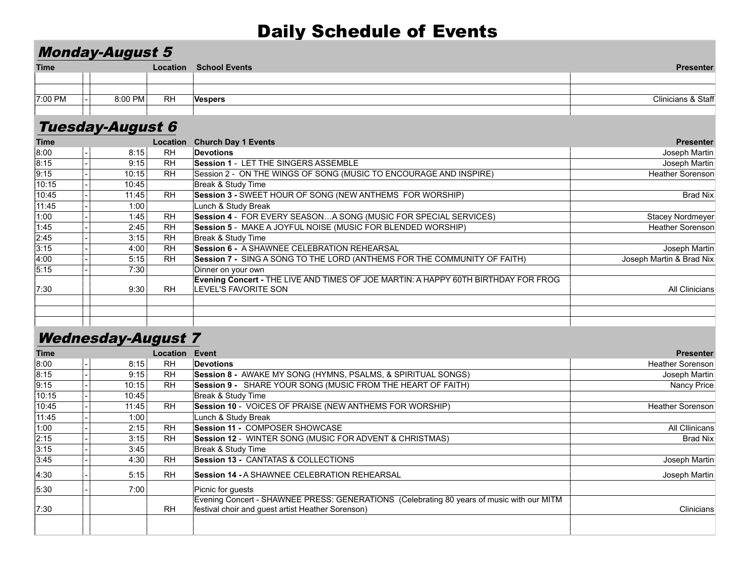# Daily Schedule of Events

## *Monday-August 5*

| Time | | | Location | School Events | Presenter |
|---|---|---|---|---|---|
| | | | | | |
| | | | | | |
| 7:00 PM | - | 8:00 PM | RH | **Vespers** | Clinicians & Staff |
| | | | | | |

## *Tuesday-August 6*

| Time | | | Location | Church Day 1 Events | Presenter |
|---|---|---|---|---|---|
| 8:00 | - | 8:15 | RH | **Devotions** | Joseph Martin |
| 8:15 | - | 9:15 | RH | **Session 1** - LET THE SINGERS ASSEMBLE | Joseph Martin |
| 9:15 | - | 10:15 | RH | Session 2 - ON THE WINGS OF SONG (MUSIC TO ENCOURAGE AND INSPIRE) | Heather Sorenson |
| 10:15 | - | 10:45 | | Break & Study Time | |
| 10:45 | - | 11:45 | RH | **Session 3 -** SWEET HOUR OF SONG (NEW ANTHEMS FOR WORSHIP) | Brad Nix |
| 11:45 | - | 1:00 | | Lunch & Study Break | |
| 1:00 | - | 1:45 | RH | **Session 4** - FOR EVERY SEASON…A SONG (MUSIC FOR SPECIAL SERVICES) | Stacey Nordmeyer |
| 1:45 | - | 2:45 | RH | **Session 5** - MAKE A JOYFUL NOISE (MUSIC FOR BLENDED WORSHIP) | Heather Sorenson |
| 2:45 | - | 3:15 | RH | Break & Study Time | |
| 3:15 | - | 4:00 | RH | **Session 6 -** A SHAWNEE CELEBRATION REHEARSAL | Joseph Martin |
| 4:00 | - | 5:15 | RH | **Session 7 -** SING A SONG TO THE LORD (ANTHEMS FOR THE COMMUNITY OF FAITH) | Joseph Martin & Brad Nix |
| 5:15 | - | 7:30 | | Dinner on your own | |
| 7:30 | | 9:30 | RH | **Evening Concert -** THE LIVE AND TIMES OF JOE MARTIN: A HAPPY 60TH BIRTHDAY FOR FROG LEVEL'S FAVORITE SON | All Clinicians |
| | | | | | |
| | | | | | |
| | | | | | |

## *Wednesday-August 7*

| Time | | | Location | Event | Presenter |
|---|---|---|---|---|---|
| 8:00 | - | 8:15 | RH | **Devotions** | Heather Sorenson |
| 8:15 | - | 9:15 | RH | **Session 8 -** AWAKE MY SONG (HYMNS, PSALMS, & SPIRITUAL SONGS) | Joseph Martin |
| 9:15 | - | 10:15 | RH | **Session 9 -** SHARE YOUR SONG (MUSIC FROM THE HEART OF FAITH) | Nancy Price |
| 10:15 | - | 10:45 | | Break & Study Time | |
| 10:45 | - | 11:45 | RH | **Session 10** - VOICES OF PRAISE (NEW ANTHEMS FOR WORSHIP) | Heather Sorenson |
| 11:45 | - | 1:00 | | Lunch & Study Break | |
| 1:00 | - | 2:15 | RH | **Session 11 -** COMPOSER SHOWCASE | All Cllinicans |
| 2:15 | - | 3:15 | RH | **Session 12** - WINTER SONG (MUSIC FOR ADVENT & CHRISTMAS) | Brad Nix |
| 3:15 | - | 3:45 | | Break & Study Time | |
| 3:45 | - | 4:30 | RH | **Session 13 -** CANTATAS & COLLECTIONS | Joseph Martin |
| 4:30 | - | 5:15 | RH | **Session 14 -** A SHAWNEE CELEBRATION REHEARSAL | Joseph Martin |
| 5:30 | - | 7:00 | | Picnic for guests | |
| 7:30 | | | RH | Evening Concert - SHAWNEE PRESS: GENERATIONS (Celebrating 80 years of music with our MITM festival choir and guest artist Heather Sorenson) | Clinicians |
| | | | | | |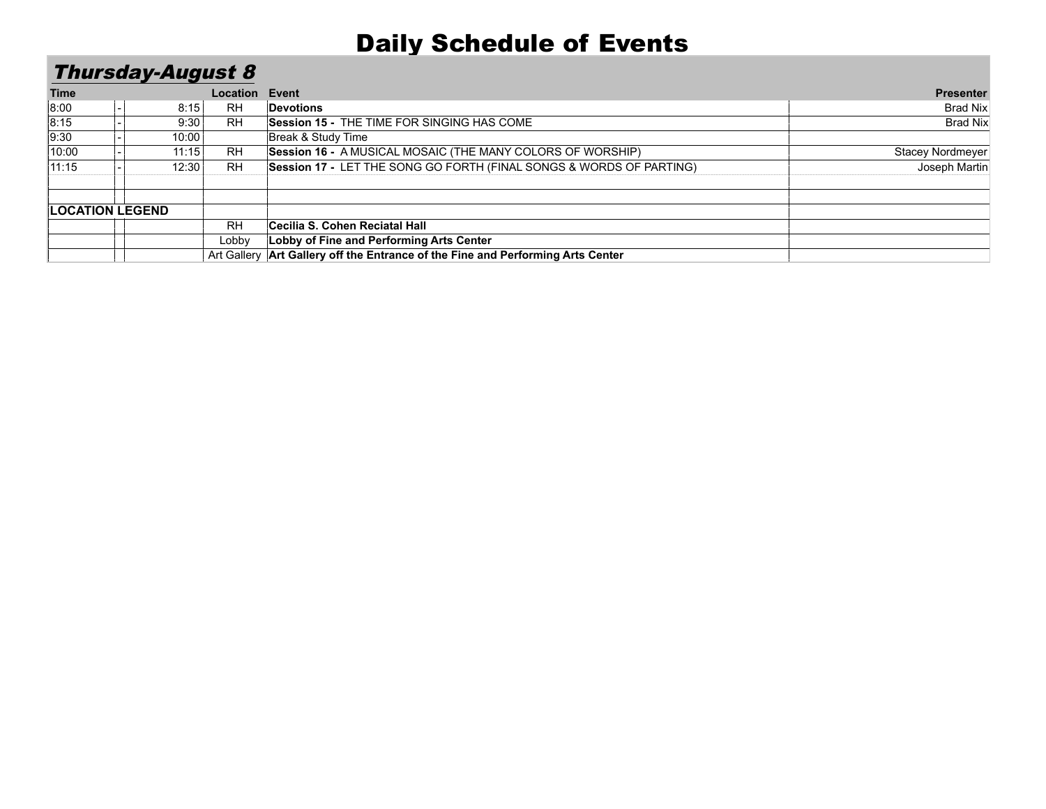# Daily Schedule of Events

## *Thursday-August 8*

| Time | | | Location | Event | Presenter |
|---|---|---|---|---|---|
| 8:00 | - | 8:15 | RH | **Devotions** | Brad Nix |
| 8:15 | - | 9:30 | RH | **Session 15 -** THE TIME FOR SINGING HAS COME | Brad Nix |
| 9:30 | - | 10:00 | | Break & Study Time | |
| 10:00 | - | 11:15 | RH | **Session 16 -** A MUSICAL MOSAIC (THE MANY COLORS OF WORSHIP) | Stacey Nordmeyer |
| 11:15 | - | 12:30 | RH | **Session 17 -** LET THE SONG GO FORTH (FINAL SONGS & WORDS OF PARTING) | Joseph Martin |
| | | | | | |
| | | | | | |
| **LOCATION LEGEND** | | | | | |
| | | | RH | **Cecilia S. Cohen Reciatal Hall** | |
| | | | Lobby | **Lobby of Fine and Performing Arts Center** | |
| | | | Art Gallery | **Art Gallery off the Entrance of the Fine and Performing Arts Center** | |